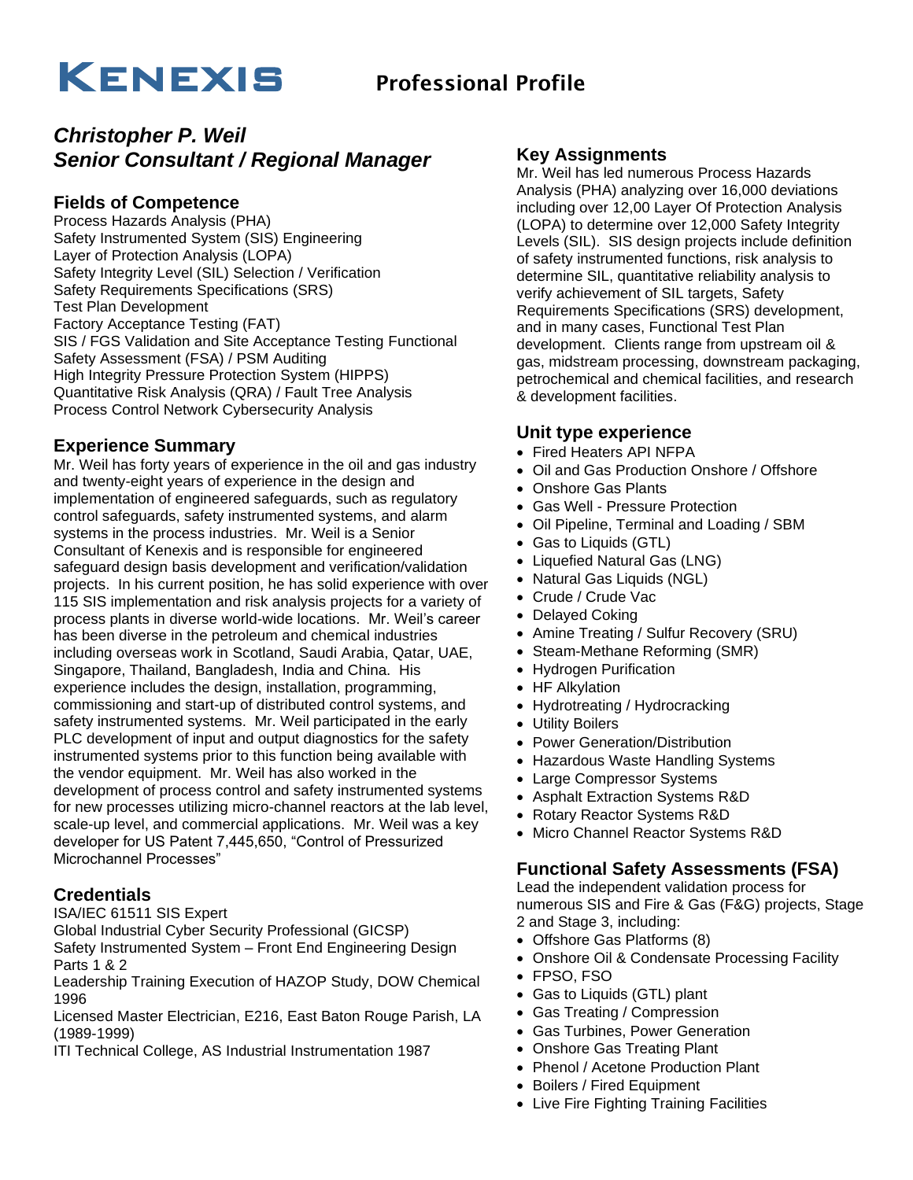# KENEXIS Professional Profile

## *Christopher P. Weil*
## *Senior Consultant / Regional Manager*

### Fields of Competence

Process Hazards Analysis (PHA)
Safety Instrumented System (SIS) Engineering
Layer of Protection Analysis (LOPA)
Safety Integrity Level (SIL) Selection / Verification
Safety Requirements Specifications (SRS)
Test Plan Development
Factory Acceptance Testing (FAT)
SIS / FGS Validation and Site Acceptance Testing Functional Safety Assessment (FSA) / PSM Auditing
High Integrity Pressure Protection System (HIPPS)
Quantitative Risk Analysis (QRA) / Fault Tree Analysis
Process Control Network Cybersecurity Analysis

### Experience Summary

Mr. Weil has forty years of experience in the oil and gas industry and twenty-eight years of experience in the design and implementation of engineered safeguards, such as regulatory control safeguards, safety instrumented systems, and alarm systems in the process industries. Mr. Weil is a Senior Consultant of Kenexis and is responsible for engineered safeguard design basis development and verification/validation projects. In his current position, he has solid experience with over 115 SIS implementation and risk analysis projects for a variety of process plants in diverse world-wide locations. Mr. Weil's career has been diverse in the petroleum and chemical industries including overseas work in Scotland, Saudi Arabia, Qatar, UAE, Singapore, Thailand, Bangladesh, India and China. His experience includes the design, installation, programming, commissioning and start-up of distributed control systems, and safety instrumented systems. Mr. Weil participated in the early PLC development of input and output diagnostics for the safety instrumented systems prior to this function being available with the vendor equipment. Mr. Weil has also worked in the development of process control and safety instrumented systems for new processes utilizing micro-channel reactors at the lab level, scale-up level, and commercial applications. Mr. Weil was a key developer for US Patent 7,445,650, "Control of Pressurized Microchannel Processes"

### Credentials

ISA/IEC 61511 SIS Expert
Global Industrial Cyber Security Professional (GICSP)
Safety Instrumented System – Front End Engineering Design Parts 1 & 2
Leadership Training Execution of HAZOP Study, DOW Chemical 1996
Licensed Master Electrician, E216, East Baton Rouge Parish, LA (1989-1999)
ITI Technical College, AS Industrial Instrumentation 1987

### Key Assignments

Mr. Weil has led numerous Process Hazards Analysis (PHA) analyzing over 16,000 deviations including over 12,00 Layer Of Protection Analysis (LOPA) to determine over 12,000 Safety Integrity Levels (SIL). SIS design projects include definition of safety instrumented functions, risk analysis to determine SIL, quantitative reliability analysis to verify achievement of SIL targets, Safety Requirements Specifications (SRS) development, and in many cases, Functional Test Plan development. Clients range from upstream oil & gas, midstream processing, downstream packaging, petrochemical and chemical facilities, and research & development facilities.

### Unit type experience

- Fired Heaters API NFPA
- Oil and Gas Production Onshore / Offshore
- Onshore Gas Plants
- Gas Well - Pressure Protection
- Oil Pipeline, Terminal and Loading / SBM
- Gas to Liquids (GTL)
- Liquefied Natural Gas (LNG)
- Natural Gas Liquids (NGL)
- Crude / Crude Vac
- Delayed Coking
- Amine Treating / Sulfur Recovery (SRU)
- Steam-Methane Reforming (SMR)
- Hydrogen Purification
- HF Alkylation
- Hydrotreating / Hydrocracking
- Utility Boilers
- Power Generation/Distribution
- Hazardous Waste Handling Systems
- Large Compressor Systems
- Asphalt Extraction Systems R&D
- Rotary Reactor Systems R&D
- Micro Channel Reactor Systems R&D

### Functional Safety Assessments (FSA)

Lead the independent validation process for numerous SIS and Fire & Gas (F&G) projects, Stage 2 and Stage 3, including:

- Offshore Gas Platforms (8)
- Onshore Oil & Condensate Processing Facility
- FPSO, FSO
- Gas to Liquids (GTL) plant
- Gas Treating / Compression
- Gas Turbines, Power Generation
- Onshore Gas Treating Plant
- Phenol / Acetone Production Plant
- Boilers / Fired Equipment
- Live Fire Fighting Training Facilities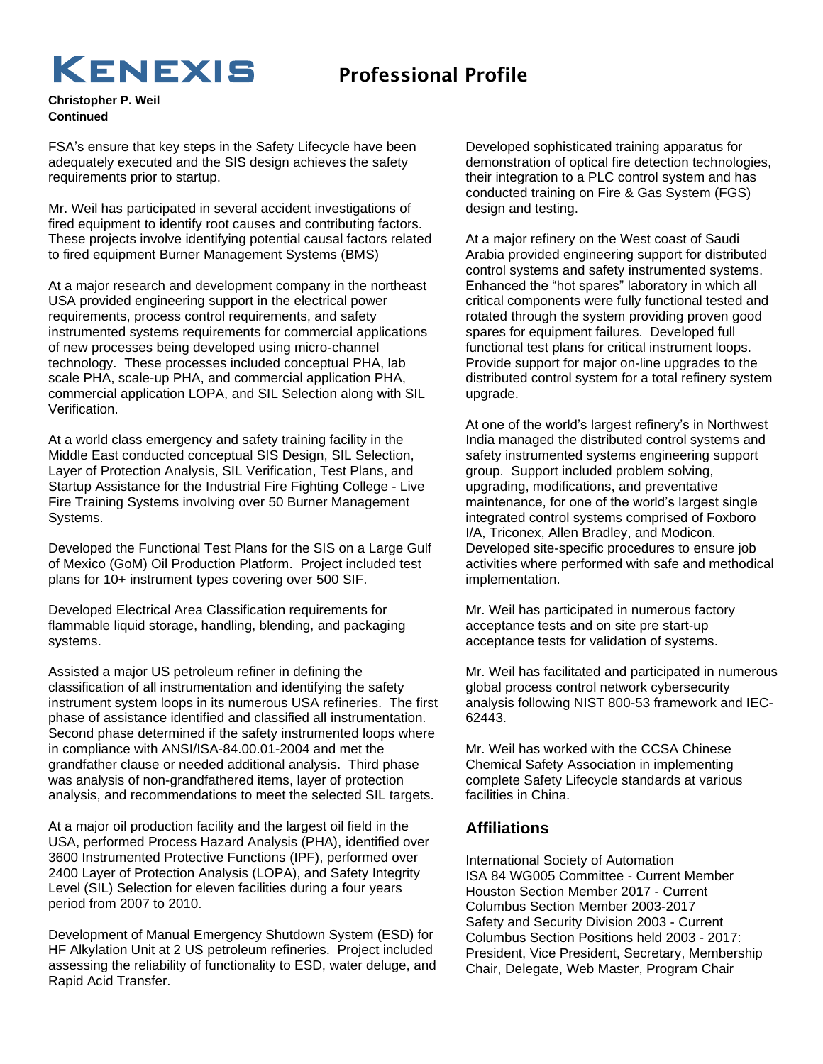**Christopher P. Weil**
**Continued**

FSA's ensure that key steps in the Safety Lifecycle have been adequately executed and the SIS design achieves the safety requirements prior to startup.

Mr. Weil has participated in several accident investigations of fired equipment to identify root causes and contributing factors. These projects involve identifying potential causal factors related to fired equipment Burner Management Systems (BMS)

At a major research and development company in the northeast USA provided engineering support in the electrical power requirements, process control requirements, and safety instrumented systems requirements for commercial applications of new processes being developed using micro-channel technology. These processes included conceptual PHA, lab scale PHA, scale-up PHA, and commercial application PHA, commercial application LOPA, and SIL Selection along with SIL Verification.

At a world class emergency and safety training facility in the Middle East conducted conceptual SIS Design, SIL Selection, Layer of Protection Analysis, SIL Verification, Test Plans, and Startup Assistance for the Industrial Fire Fighting College - Live Fire Training Systems involving over 50 Burner Management Systems.

Developed the Functional Test Plans for the SIS on a Large Gulf of Mexico (GoM) Oil Production Platform. Project included test plans for 10+ instrument types covering over 500 SIF.

Developed Electrical Area Classification requirements for flammable liquid storage, handling, blending, and packaging systems.

Assisted a major US petroleum refiner in defining the classification of all instrumentation and identifying the safety instrument system loops in its numerous USA refineries. The first phase of assistance identified and classified all instrumentation. Second phase determined if the safety instrumented loops where in compliance with ANSI/ISA-84.00.01-2004 and met the grandfather clause or needed additional analysis. Third phase was analysis of non-grandfathered items, layer of protection analysis, and recommendations to meet the selected SIL targets.

At a major oil production facility and the largest oil field in the USA, performed Process Hazard Analysis (PHA), identified over 3600 Instrumented Protective Functions (IPF), performed over 2400 Layer of Protection Analysis (LOPA), and Safety Integrity Level (SIL) Selection for eleven facilities during a four years period from 2007 to 2010.

Development of Manual Emergency Shutdown System (ESD) for HF Alkylation Unit at 2 US petroleum refineries. Project included assessing the reliability of functionality to ESD, water deluge, and Rapid Acid Transfer.

Developed sophisticated training apparatus for demonstration of optical fire detection technologies, their integration to a PLC control system and has conducted training on Fire & Gas System (FGS) design and testing.

At a major refinery on the West coast of Saudi Arabia provided engineering support for distributed control systems and safety instrumented systems. Enhanced the "hot spares" laboratory in which all critical components were fully functional tested and rotated through the system providing proven good spares for equipment failures. Developed full functional test plans for critical instrument loops. Provide support for major on-line upgrades to the distributed control system for a total refinery system upgrade.

At one of the world's largest refinery's in Northwest India managed the distributed control systems and safety instrumented systems engineering support group. Support included problem solving, upgrading, modifications, and preventative maintenance, for one of the world's largest single integrated control systems comprised of Foxboro I/A, Triconex, Allen Bradley, and Modicon. Developed site-specific procedures to ensure job activities where performed with safe and methodical implementation.

Mr. Weil has participated in numerous factory acceptance tests and on site pre start-up acceptance tests for validation of systems.

Mr. Weil has facilitated and participated in numerous global process control network cybersecurity analysis following NIST 800-53 framework and IEC-62443.

Mr. Weil has worked with the CCSA Chinese Chemical Safety Association in implementing complete Safety Lifecycle standards at various facilities in China.

## Affiliations

International Society of Automation
ISA 84 WG005 Committee - Current Member
Houston Section Member 2017 - Current
Columbus Section Member 2003-2017
Safety and Security Division 2003 - Current
Columbus Section Positions held 2003 - 2017: President, Vice President, Secretary, Membership Chair, Delegate, Web Master, Program Chair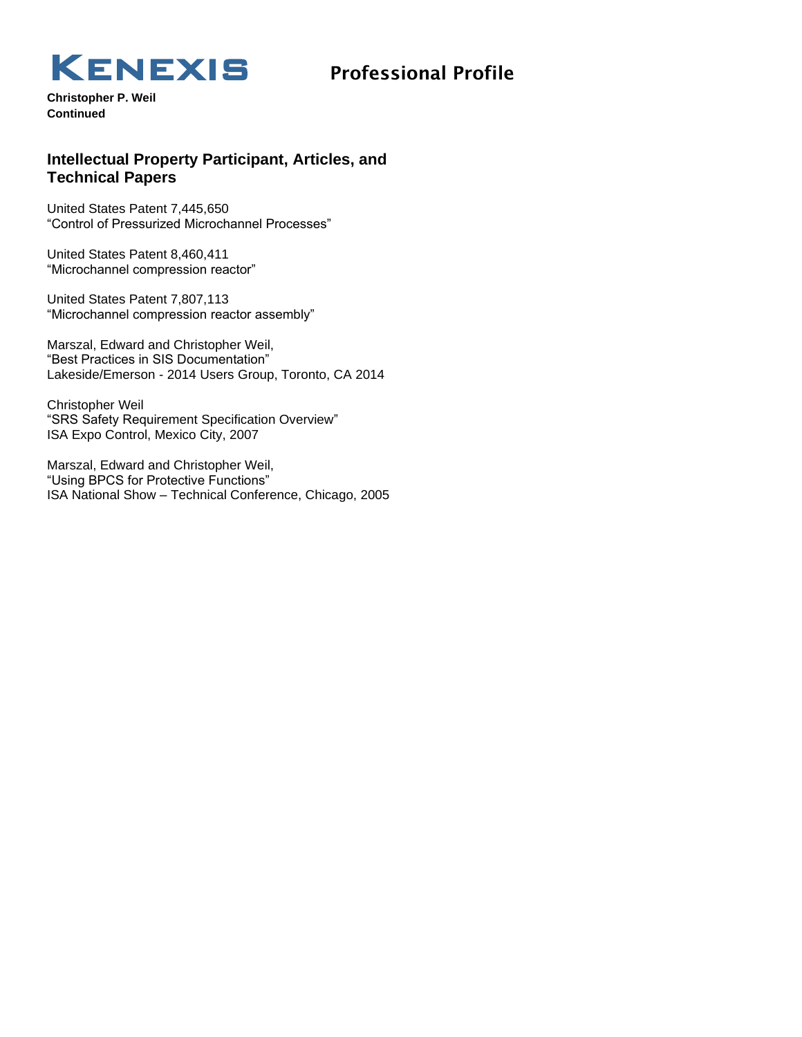**Christopher P. Weil**
**Continued**

## Intellectual Property Participant, Articles, and Technical Papers

United States Patent 7,445,650
"Control of Pressurized Microchannel Processes"

United States Patent 8,460,411
"Microchannel compression reactor"

United States Patent 7,807,113
"Microchannel compression reactor assembly"

Marszal, Edward and Christopher Weil,
"Best Practices in SIS Documentation"
Lakeside/Emerson - 2014 Users Group, Toronto, CA 2014

Christopher Weil
"SRS Safety Requirement Specification Overview"
ISA Expo Control, Mexico City, 2007

Marszal, Edward and Christopher Weil,
"Using BPCS for Protective Functions"
ISA National Show – Technical Conference, Chicago, 2005